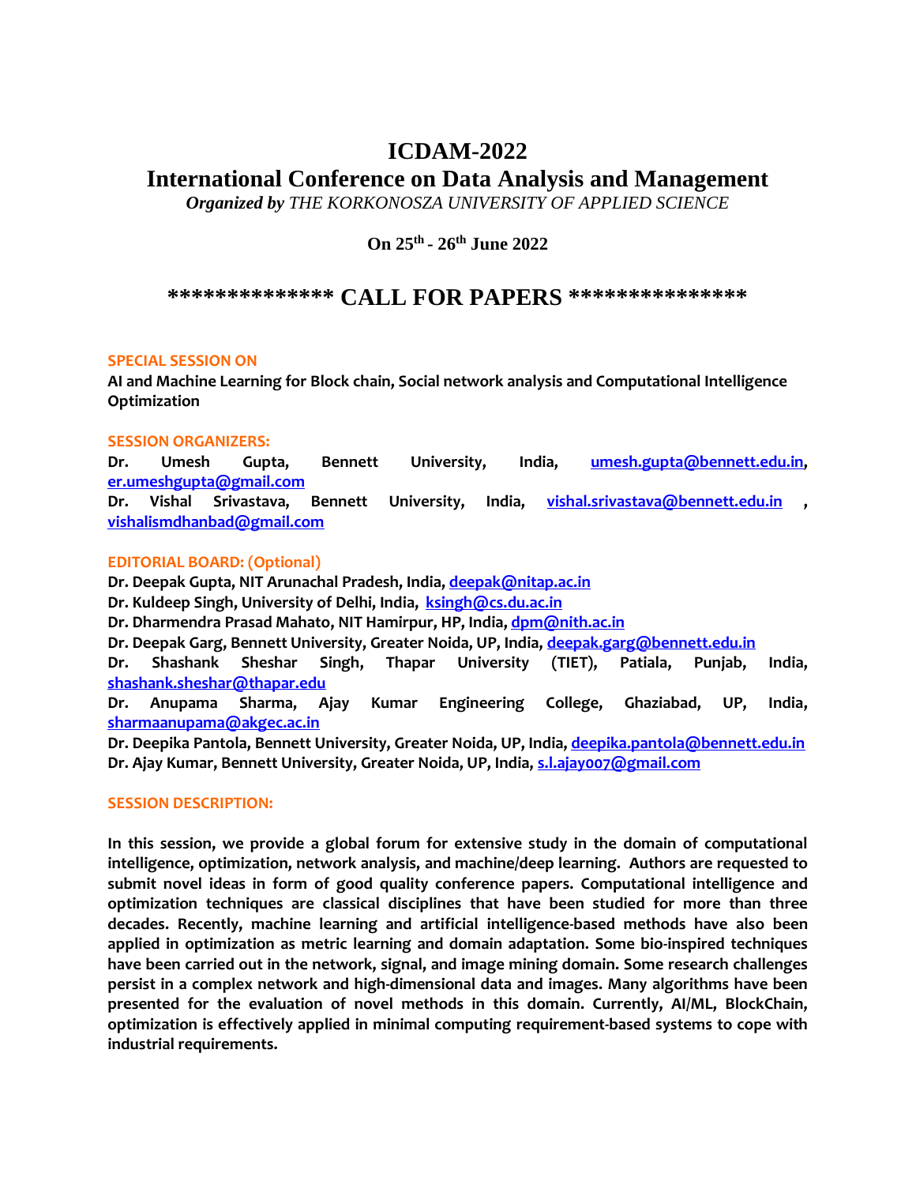# ICDAM-2022

# International Conference on Data Analysis and Management

***Organized by** THE KORKONOSZA UNIVERSITY OF APPLIED SCIENCE*

**On 25th - 26th June 2022**

## ************** CALL FOR PAPERS ***************

**SPECIAL SESSION ON**

**AI and Machine Learning for Block chain, Social network analysis and Computational Intelligence Optimization**

**SESSION ORGANIZERS:**

**Dr. Umesh Gupta, Bennett University, India, umesh.gupta@bennett.edu.in, er.umeshgupta@gmail.com**
**Dr. Vishal Srivastava, Bennett University, India, vishal.srivastava@bennett.edu.in , vishalismdhanbad@gmail.com**

**EDITORIAL BOARD: (Optional)**

**Dr. Deepak Gupta, NIT Arunachal Pradesh, India, deepak@nitap.ac.in**
**Dr. Kuldeep Singh, University of Delhi, India, ksingh@cs.du.ac.in**
**Dr. Dharmendra Prasad Mahato, NIT Hamirpur, HP, India, dpm@nith.ac.in**
**Dr. Deepak Garg, Bennett University, Greater Noida, UP, India, deepak.garg@bennett.edu.in**
**Dr. Shashank Sheshar Singh, Thapar University (TIET), Patiala, Punjab, India, shashank.sheshar@thapar.edu**
**Dr. Anupama Sharma, Ajay Kumar Engineering College, Ghaziabad, UP, India, sharmaanupama@akgec.ac.in**
**Dr. Deepika Pantola, Bennett University, Greater Noida, UP, India, deepika.pantola@bennett.edu.in**
**Dr. Ajay Kumar, Bennett University, Greater Noida, UP, India, s.l.ajay007@gmail.com**

**SESSION DESCRIPTION:**

**In this session, we provide a global forum for extensive study in the domain of computational intelligence, optimization, network analysis, and machine/deep learning. Authors are requested to submit novel ideas in form of good quality conference papers. Computational intelligence and optimization techniques are classical disciplines that have been studied for more than three decades. Recently, machine learning and artificial intelligence-based methods have also been applied in optimization as metric learning and domain adaptation. Some bio-inspired techniques have been carried out in the network, signal, and image mining domain. Some research challenges persist in a complex network and high-dimensional data and images. Many algorithms have been presented for the evaluation of novel methods in this domain. Currently, AI/ML, BlockChain, optimization is effectively applied in minimal computing requirement-based systems to cope with industrial requirements.**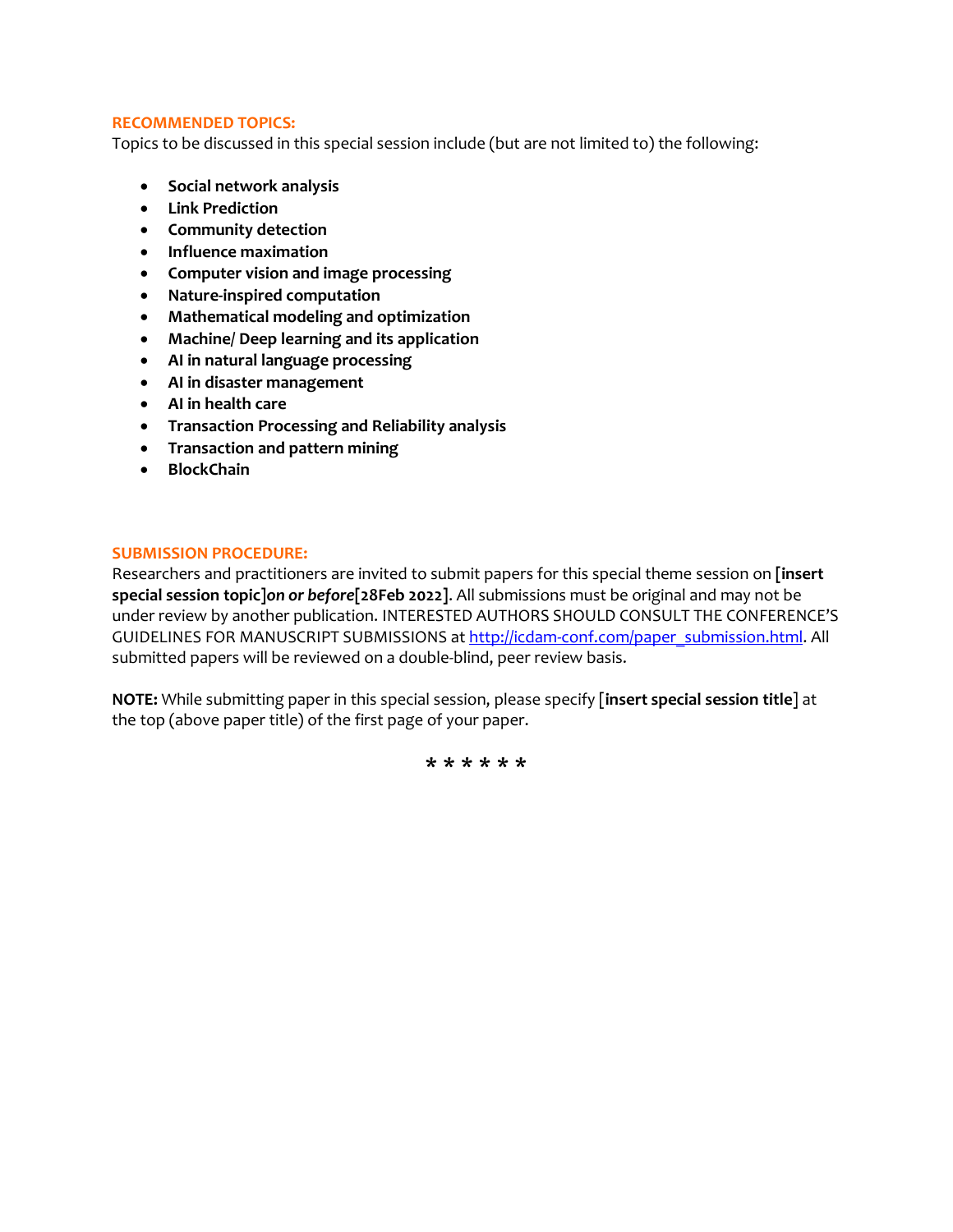**RECOMMENDED TOPICS:**

Topics to be discussed in this special session include (but are not limited to) the following:

- **Social network analysis**
- **Link Prediction**
- **Community detection**
- **Influence maximation**
- **Computer vision and image processing**
- **Nature-inspired computation**
- **Mathematical modeling and optimization**
- **Machine/ Deep learning and its application**
- **AI in natural language processing**
- **AI in disaster management**
- **AI in health care**
- **Transaction Processing and Reliability analysis**
- **Transaction and pattern mining**
- **BlockChain**

**SUBMISSION PROCEDURE:**

Researchers and practitioners are invited to submit papers for this special theme session on **[insert special session topic]*on or before*[28Feb 2022]**. All submissions must be original and may not be under review by another publication. INTERESTED AUTHORS SHOULD CONSULT THE CONFERENCE'S GUIDELINES FOR MANUSCRIPT SUBMISSIONS at http://icdam-conf.com/paper_submission.html. All submitted papers will be reviewed on a double-blind, peer review basis.

**NOTE:** While submitting paper in this special session, please specify [**insert special session title**] at the top (above paper title) of the first page of your paper.

\* \* \* \* \* \*